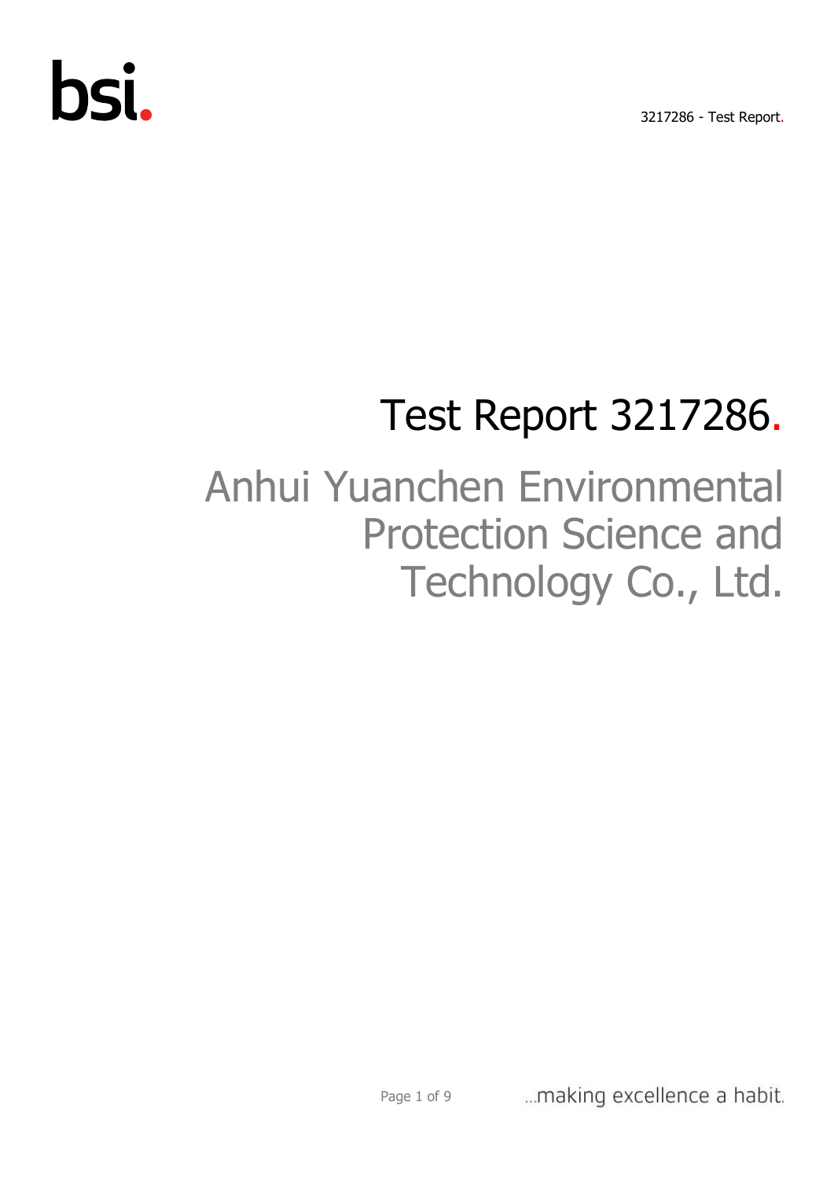# Test Report 3217286.

## Anhui Yuanchen Environmental Protection Science and Technology Co., Ltd.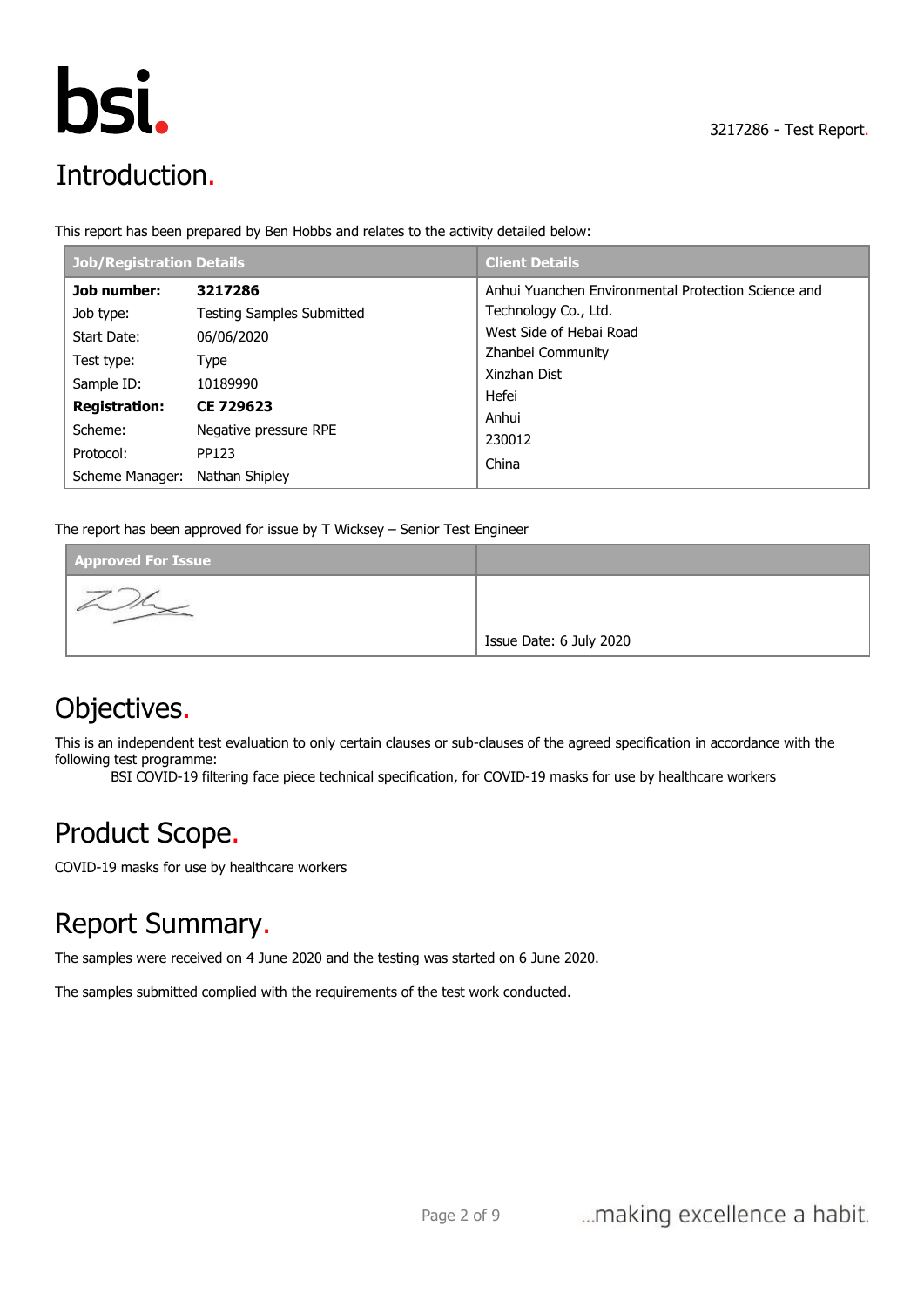# Introduction.

This report has been prepared by Ben Hobbs and relates to the activity detailed below:

| Job/Registration Details | | Client Details |
| --- | --- | --- |
| **Job number:** | **3217286** | Anhui Yuanchen Environmental Protection Science and Technology Co., Ltd. |
| Job type: | Testing Samples Submitted | West Side of Hebai Road |
| Start Date: | 06/06/2020 | Zhanbei Community |
| Test type: | Type | Xinzhan Dist |
| Sample ID: | 10189990 | Hefei |
| **Registration:** | **CE 729623** | Anhui |
| Scheme: | Negative pressure RPE | 230012 |
| Protocol: | PP123 | China |
| Scheme Manager: | Nathan Shipley | |

The report has been approved for issue by T Wicksey – Senior Test Engineer

| Approved For Issue | |
| --- | --- |
| [Signature] | Issue Date: 6 July 2020 |

# Objectives.

This is an independent test evaluation to only certain clauses or sub-clauses of the agreed specification in accordance with the following test programme:

BSI COVID-19 filtering face piece technical specification, for COVID-19 masks for use by healthcare workers

# Product Scope.

COVID-19 masks for use by healthcare workers

# Report Summary.

The samples were received on 4 June 2020 and the testing was started on 6 June 2020.

The samples submitted complied with the requirements of the test work conducted.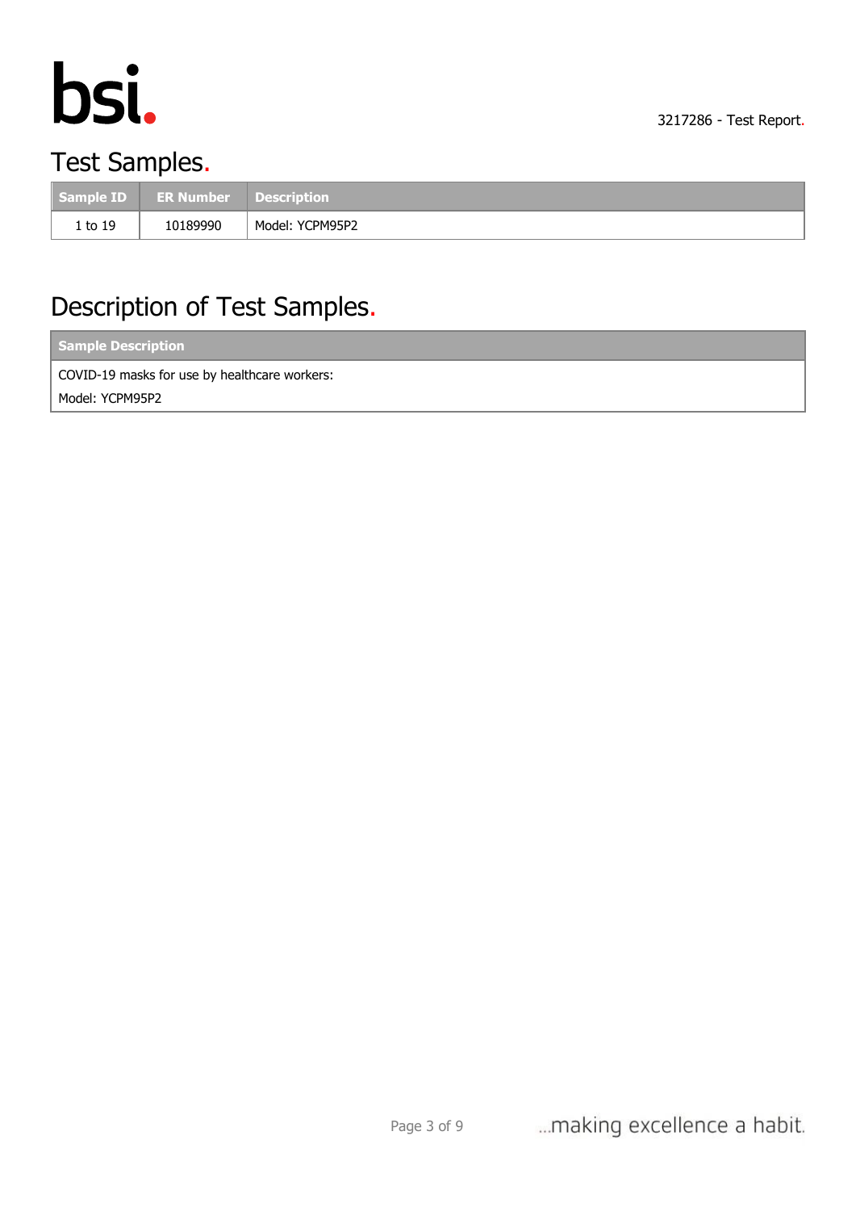## Test Samples.

| Sample ID | ER Number | Description |
| --- | --- | --- |
| 1 to 19 | 10189990 | Model: YCPM95P2 |

## Description of Test Samples.

| Sample Description |
| --- |
| COVID-19 masks for use by healthcare workers:<br>Model: YCPM95P2 |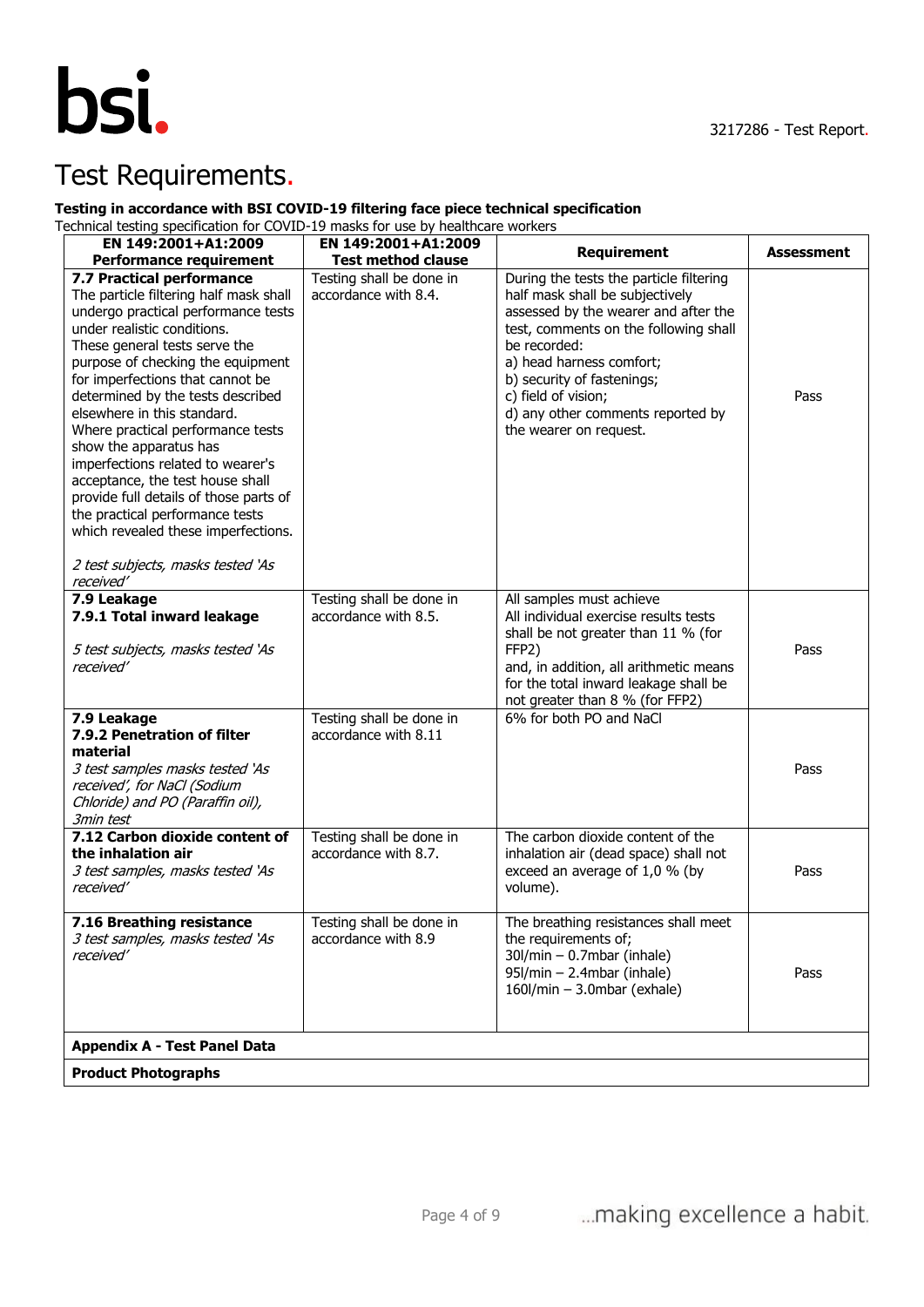# Test Requirements.

**Testing in accordance with BSI COVID-19 filtering face piece technical specification**

Technical testing specification for COVID-19 masks for use by healthcare workers

| EN 149:2001+A1:2009 Performance requirement | EN 149:2001+A1:2009 Test method clause | Requirement | Assessment |
|---|---|---|---|
| **7.7 Practical performance**<br>The particle filtering half mask shall undergo practical performance tests under realistic conditions.<br>These general tests serve the purpose of checking the equipment for imperfections that cannot be determined by the tests described elsewhere in this standard.<br>Where practical performance tests show the apparatus has imperfections related to wearer's acceptance, the test house shall provide full details of those parts of the practical performance tests which revealed these imperfections.<br><br>*2 test subjects, masks tested 'As received'* | Testing shall be done in accordance with 8.4. | During the tests the particle filtering half mask shall be subjectively assessed by the wearer and after the test, comments on the following shall be recorded:<br>a) head harness comfort;<br>b) security of fastenings;<br>c) field of vision;<br>d) any other comments reported by the wearer on request. | Pass |
| **7.9 Leakage**<br>**7.9.1 Total inward leakage**<br><br>*5 test subjects, masks tested 'As received'* | Testing shall be done in accordance with 8.5. | All samples must achieve<br>All individual exercise results tests shall be not greater than 11 % (for FFP2)<br>and, in addition, all arithmetic means for the total inward leakage shall be not greater than 8 % (for FFP2) | Pass |
| **7.9 Leakage**<br>**7.9.2 Penetration of filter material**<br>*3 test samples masks tested 'As received', for NaCl (Sodium Chloride) and PO (Paraffin oil), 3min test* | Testing shall be done in accordance with 8.11 | 6% for both PO and NaCl | Pass |
| **7.12 Carbon dioxide content of the inhalation air**<br>*3 test samples, masks tested 'As received'* | Testing shall be done in accordance with 8.7. | The carbon dioxide content of the inhalation air (dead space) shall not exceed an average of 1,0 % (by volume). | Pass |
| **7.16 Breathing resistance**<br>*3 test samples, masks tested 'As received'* | Testing shall be done in accordance with 8.9 | The breathing resistances shall meet the requirements of;<br>30l/min – 0.7mbar (inhale)<br>95l/min – 2.4mbar (inhale)<br>160l/min – 3.0mbar (exhale) | Pass |
| **Appendix A - Test Panel Data** | | | |
| **Product Photographs** | | | |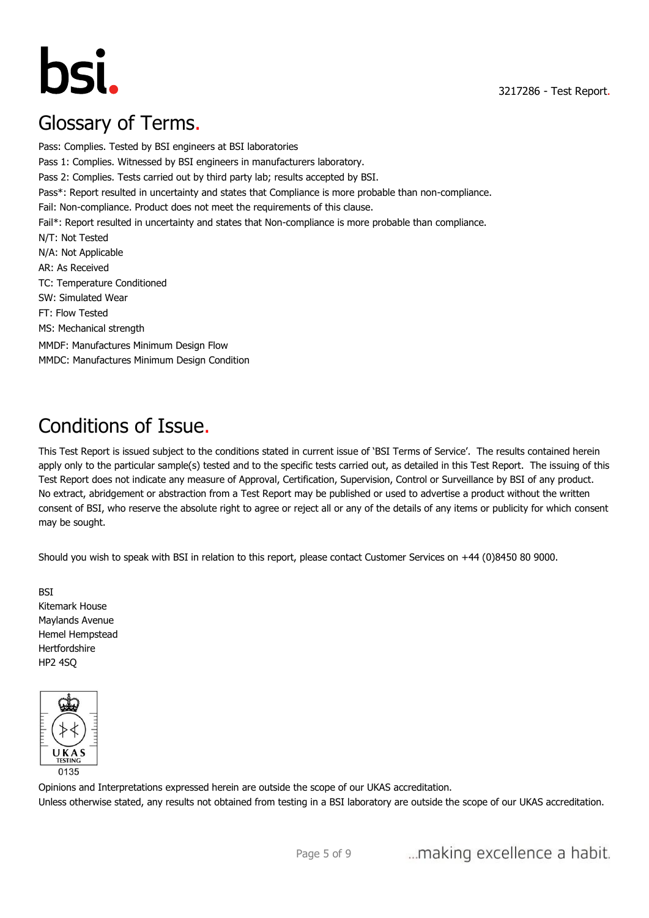## Glossary of Terms.

Pass: Complies. Tested by BSI engineers at BSI laboratories
Pass 1: Complies. Witnessed by BSI engineers in manufacturers laboratory.
Pass 2: Complies. Tests carried out by third party lab; results accepted by BSI.
Pass*: Report resulted in uncertainty and states that Compliance is more probable than non-compliance.
Fail: Non-compliance. Product does not meet the requirements of this clause.
Fail*: Report resulted in uncertainty and states that Non-compliance is more probable than compliance.
N/T: Not Tested
N/A: Not Applicable
AR: As Received
TC: Temperature Conditioned
SW: Simulated Wear
FT: Flow Tested
MS: Mechanical strength
MMDF: Manufactures Minimum Design Flow
MMDC: Manufactures Minimum Design Condition

## Conditions of Issue.

This Test Report is issued subject to the conditions stated in current issue of 'BSI Terms of Service'. The results contained herein apply only to the particular sample(s) tested and to the specific tests carried out, as detailed in this Test Report. The issuing of this Test Report does not indicate any measure of Approval, Certification, Supervision, Control or Surveillance by BSI of any product. No extract, abridgement or abstraction from a Test Report may be published or used to advertise a product without the written consent of BSI, who reserve the absolute right to agree or reject all or any of the details of any items or publicity for which consent may be sought.

Should you wish to speak with BSI in relation to this report, please contact Customer Services on +44 (0)8450 80 9000.

BSI
Kitemark House
Maylands Avenue
Hemel Hempstead
Hertfordshire
HP2 4SQ

UKAS TESTING
0135

Opinions and Interpretations expressed herein are outside the scope of our UKAS accreditation.
Unless otherwise stated, any results not obtained from testing in a BSI laboratory are outside the scope of our UKAS accreditation.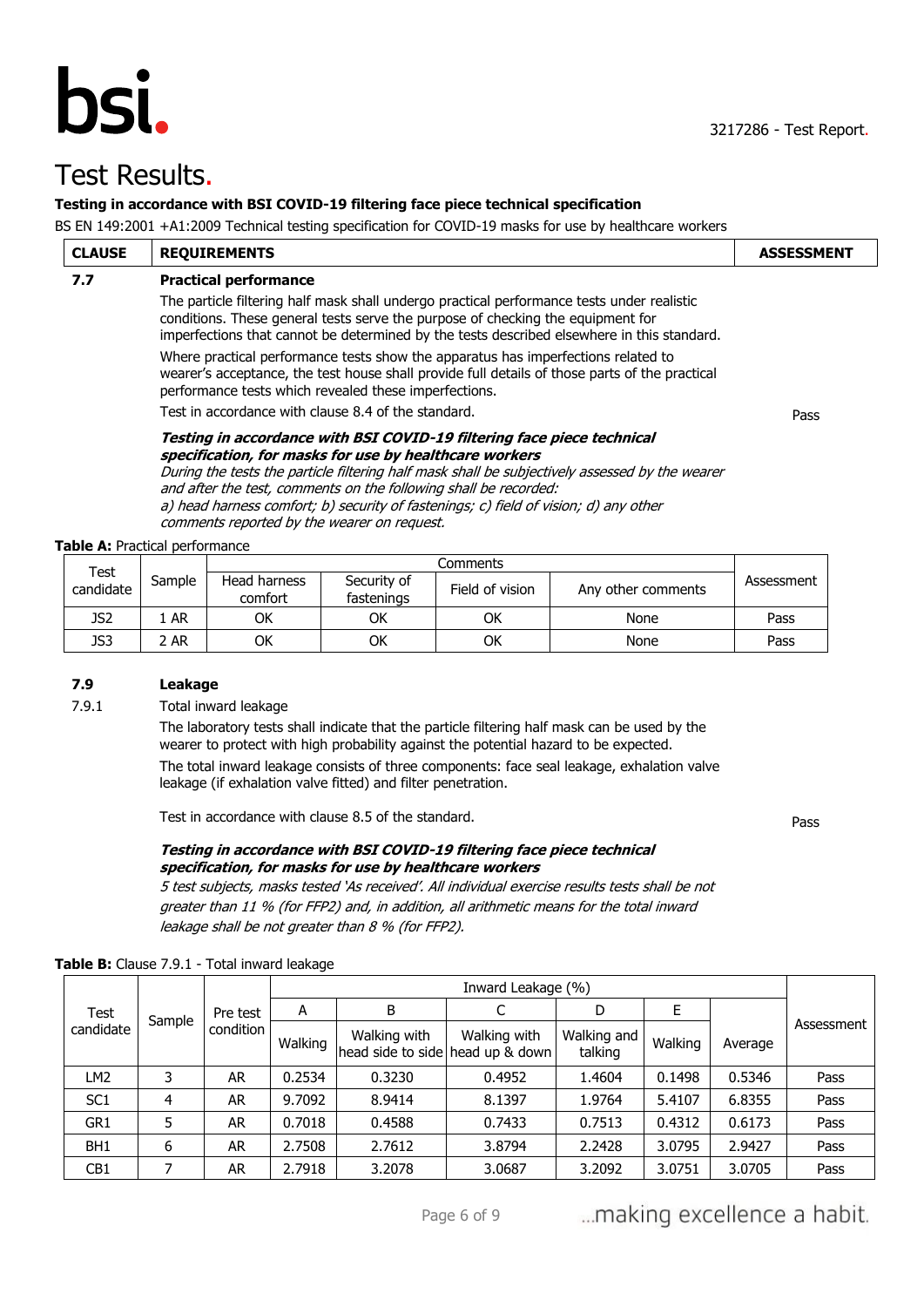# Test Results.

**Testing in accordance with BSI COVID-19 filtering face piece technical specification**

BS EN 149:2001 +A1:2009 Technical testing specification for COVID-19 masks for use by healthcare workers

| CLAUSE | REQUIREMENTS | ASSESSMENT |
|---|---|---|
| **7.7** | **Practical performance**<br>The particle filtering half mask shall undergo practical performance tests under realistic conditions. These general tests serve the purpose of checking the equipment for imperfections that cannot be determined by the tests described elsewhere in this standard.<br>Where practical performance tests show the apparatus has imperfections related to wearer's acceptance, the test house shall provide full details of those parts of the practical performance tests which revealed these imperfections.<br>Test in accordance with clause 8.4 of the standard. | Pass |
| | ***Testing in accordance with BSI COVID-19 filtering face piece technical specification, for masks for use by healthcare workers***<br>*During the tests the particle filtering half mask shall be subjectively assessed by the wearer and after the test, comments on the following shall be recorded:*<br>*a) head harness comfort; b) security of fastenings; c) field of vision; d) any other comments reported by the wearer on request.* | |

**Table A:** Practical performance

| Test candidate | Sample | Comments | | | | Assessment |
|---|---|---|---|---|---|---|
| | | Head harness comfort | Security of fastenings | Field of vision | Any other comments | |
| JS2 | 1 AR | OK | OK | OK | None | Pass |
| JS3 | 2 AR | OK | OK | OK | None | Pass |

| CLAUSE | REQUIREMENTS | ASSESSMENT |
|---|---|---|
| **7.9** | **Leakage** | |
| 7.9.1 | Total inward leakage<br>The laboratory tests shall indicate that the particle filtering half mask can be used by the wearer to protect with high probability against the potential hazard to be expected.<br>The total inward leakage consists of three components: face seal leakage, exhalation valve leakage (if exhalation valve fitted) and filter penetration.<br>Test in accordance with clause 8.5 of the standard. | Pass |
| | ***Testing in accordance with BSI COVID-19 filtering face piece technical specification, for masks for use by healthcare workers***<br>*5 test subjects, masks tested 'As received'. All individual exercise results tests shall be not greater than 11 % (for FFP2) and, in addition, all arithmetic means for the total inward leakage shall be not greater than 8 % (for FFP2).* | |

**Table B:** Clause 7.9.1 - Total inward leakage

| Test candidate | Sample | Pre test condition | Inward Leakage (%) | | | | | | Assessment |
|---|---|---|---|---|---|---|---|---|---|
| | | | A | B | C | D | E | | |
| | | | Walking | Walking with head side to side | Walking with head up & down | Walking and talking | Walking | Average | |
| LM2 | 3 | AR | 0.2534 | 0.3230 | 0.4952 | 1.4604 | 0.1498 | 0.5346 | Pass |
| SC1 | 4 | AR | 9.7092 | 8.9414 | 8.1397 | 1.9764 | 5.4107 | 6.8355 | Pass |
| GR1 | 5 | AR | 0.7018 | 0.4588 | 0.7433 | 0.7513 | 0.4312 | 0.6173 | Pass |
| BH1 | 6 | AR | 2.7508 | 2.7612 | 3.8794 | 2.2428 | 3.0795 | 2.9427 | Pass |
| CB1 | 7 | AR | 2.7918 | 3.2078 | 3.0687 | 3.2092 | 3.0751 | 3.0705 | Pass |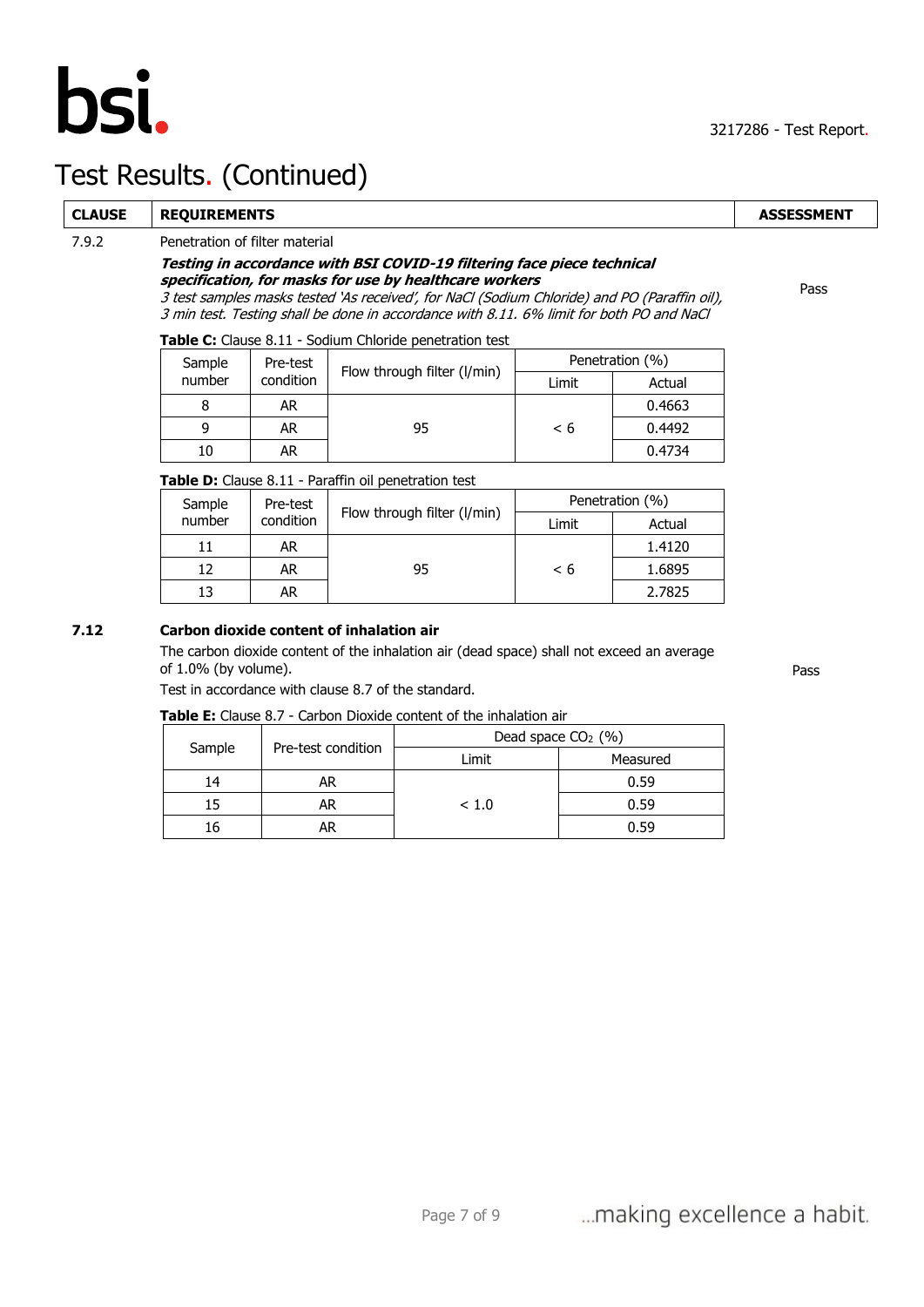# Test Results. (Continued)

| CLAUSE | REQUIREMENTS | ASSESSMENT |
|---|---|---|
| 7.9.2 | Penetration of filter material<br>***Testing in accordance with BSI COVID-19 filtering face piece technical specification, for masks for use by healthcare workers***<br>*3 test samples masks tested 'As received', for NaCl (Sodium Chloride) and PO (Paraffin oil), 3 min test. Testing shall be done in accordance with 8.11. 6% limit for both PO and NaCl* | Pass |

**Table C:** Clause 8.11 - Sodium Chloride penetration test

| Sample number | Pre-test condition | Flow through filter (l/min) | Penetration (%) | |
|---|---|---|---|---|
| | | | Limit | Actual |
| 8 | AR | 95 | < 6 | 0.4663 |
| 9 | AR | | | 0.4492 |
| 10 | AR | | | 0.4734 |

**Table D:** Clause 8.11 - Paraffin oil penetration test

| Sample number | Pre-test condition | Flow through filter (l/min) | Penetration (%) | |
|---|---|---|---|---|
| | | | Limit | Actual |
| 11 | AR | 95 | < 6 | 1.4120 |
| 12 | AR | | | 1.6895 |
| 13 | AR | | | 2.7825 |

| CLAUSE | REQUIREMENTS | ASSESSMENT |
|---|---|---|
| **7.12** | **Carbon dioxide content of inhalation air**<br>The carbon dioxide content of the inhalation air (dead space) shall not exceed an average of 1.0% (by volume).<br>Test in accordance with clause 8.7 of the standard. | Pass |

**Table E:** Clause 8.7 - Carbon Dioxide content of the inhalation air

| Sample | Pre-test condition | Dead space $CO_2$ (%) | |
|---|---|---|---|
| | | Limit | Measured |
| 14 | AR | < 1.0 | 0.59 |
| 15 | AR | | 0.59 |
| 16 | AR | | 0.59 |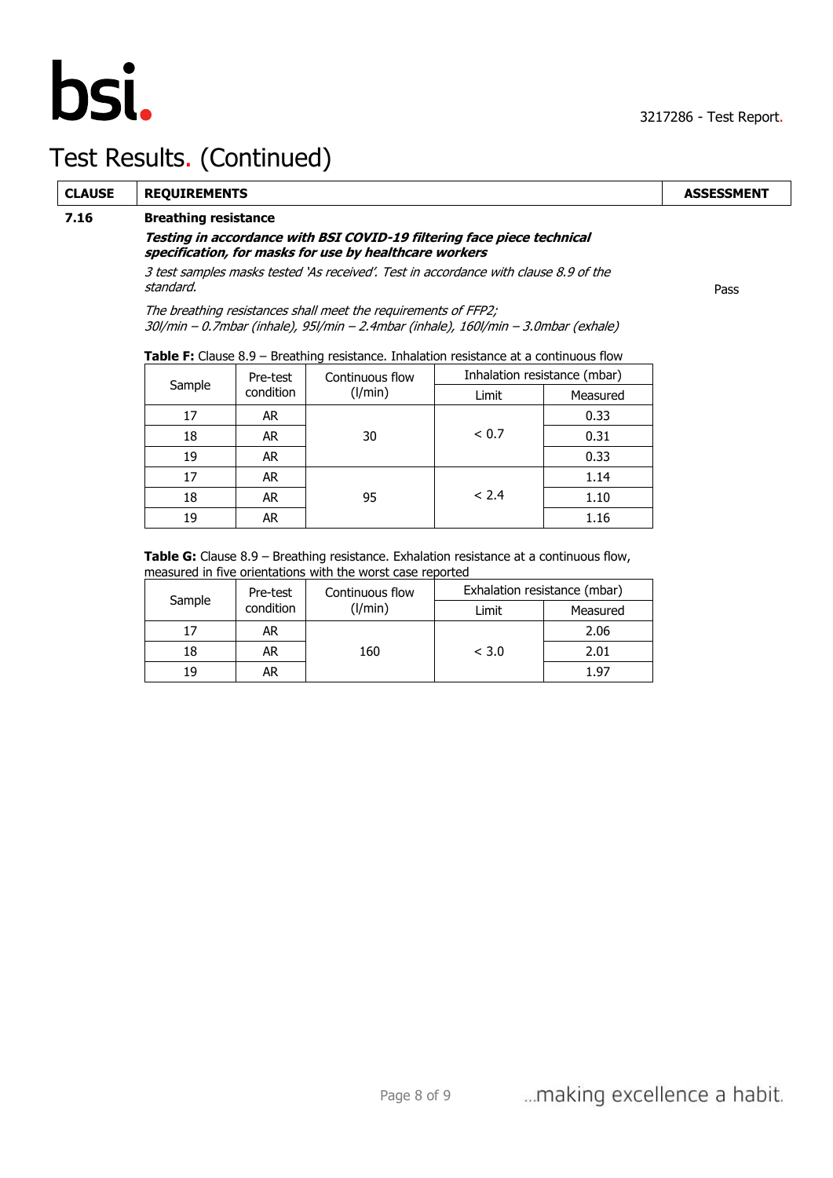# Test Results. (Continued)

| CLAUSE | REQUIREMENTS | ASSESSMENT |
|---|---|---|
| **7.16** | **Breathing resistance** | |
| | ***Testing in accordance with BSI COVID-19 filtering face piece technical specification, for masks for use by healthcare workers*** | |
| | *3 test samples masks tested 'As received'. Test in accordance with clause 8.9 of the standard.* | Pass |
| | *The breathing resistances shall meet the requirements of FFP2; 30l/min – 0.7mbar (inhale), 95l/min – 2.4mbar (inhale), 160l/min – 3.0mbar (exhale)* | |

**Table F:** Clause 8.9 – Breathing resistance. Inhalation resistance at a continuous flow

| Sample | Pre-test condition | Continuous flow (l/min) | Inhalation resistance (mbar) | |
|---|---|---|---|---|
| | | | Limit | Measured |
| 17 | AR | 30 | < 0.7 | 0.33 |
| 18 | AR | | | 0.31 |
| 19 | AR | | | 0.33 |
| 17 | AR | 95 | < 2.4 | 1.14 |
| 18 | AR | | | 1.10 |
| 19 | AR | | | 1.16 |

**Table G:** Clause 8.9 – Breathing resistance. Exhalation resistance at a continuous flow, measured in five orientations with the worst case reported

| Sample | Pre-test condition | Continuous flow (l/min) | Exhalation resistance (mbar) | |
|---|---|---|---|---|
| | | | Limit | Measured |
| 17 | AR | 160 | < 3.0 | 2.06 |
| 18 | AR | | | 2.01 |
| 19 | AR | | | 1.97 |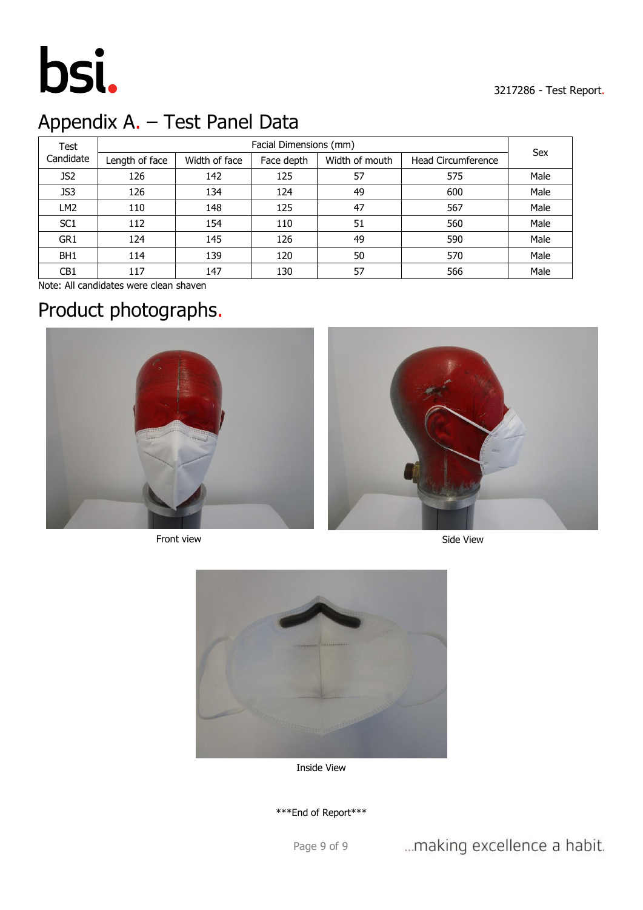# Appendix A. – Test Panel Data

| Test Candidate | Facial Dimensions (mm) | | | | | Sex |
|---|---|---|---|---|---|---|
| | Length of face | Width of face | Face depth | Width of mouth | Head Circumference | |
| JS2 | 126 | 142 | 125 | 57 | 575 | Male |
| JS3 | 126 | 134 | 124 | 49 | 600 | Male |
| LM2 | 110 | 148 | 125 | 47 | 567 | Male |
| SC1 | 112 | 154 | 110 | 51 | 560 | Male |
| GR1 | 124 | 145 | 126 | 49 | 590 | Male |
| BH1 | 114 | 139 | 120 | 50 | 570 | Male |
| CB1 | 117 | 147 | 130 | 57 | 566 | Male |

Note: All candidates were clean shaven

# Product photographs.

Front view

Side View

Inside View

\*\*\*End of Report\*\*\*